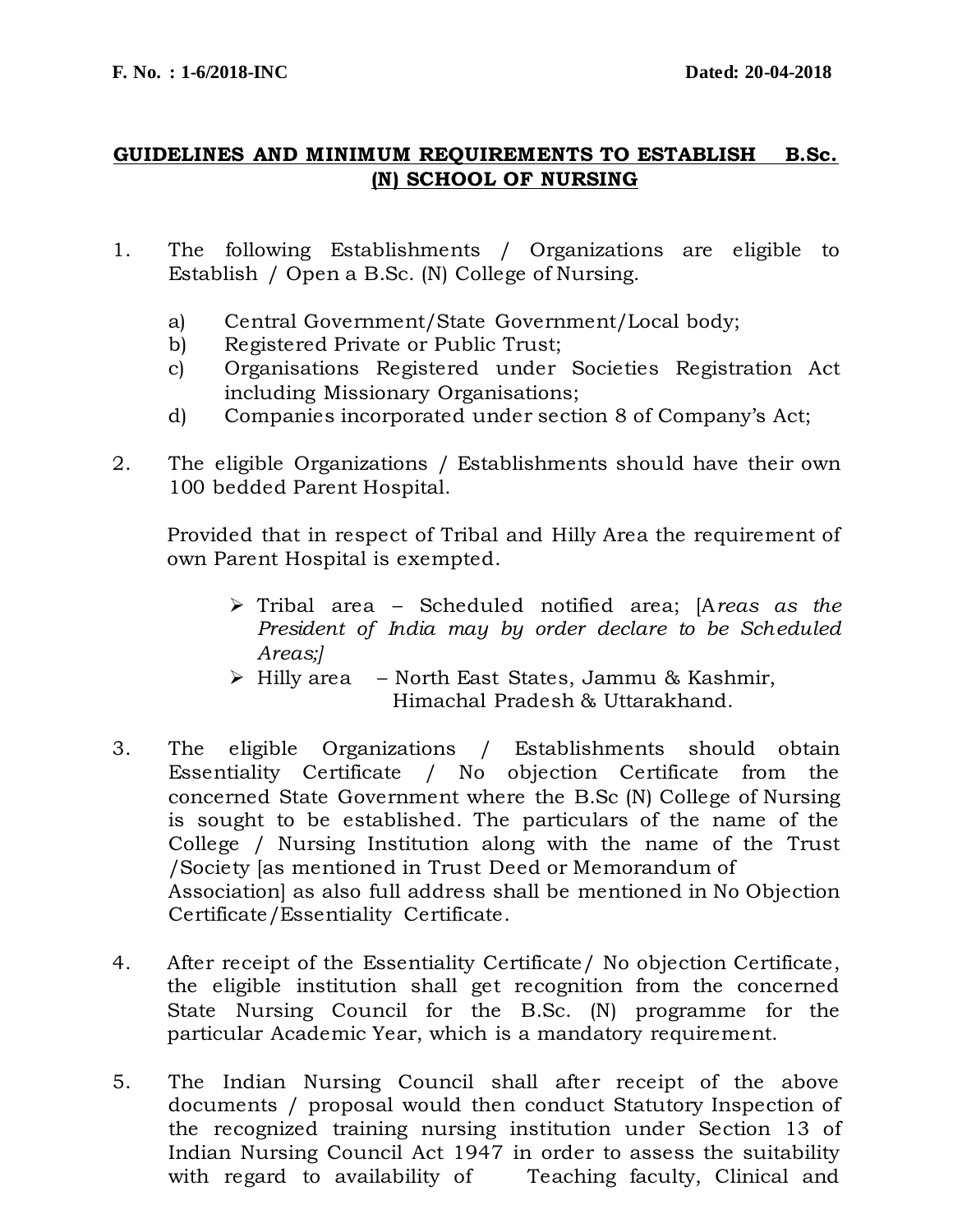**F. No. : 1-6/2018-INC** **Dated: 20-04-2018**

# GUIDELINES AND MINIMUM REQUIREMENTS TO ESTABLISH B.Sc. (N) SCHOOL OF NURSING

1. The following Establishments / Organizations are eligible to Establish / Open a B.Sc. (N) College of Nursing.

   a) Central Government/State Government/Local body;
   b) Registered Private or Public Trust;
   c) Organisations Registered under Societies Registration Act including Missionary Organisations;
   d) Companies incorporated under section 8 of Company's Act;

2. The eligible Organizations / Establishments should have their own 100 bedded Parent Hospital.

   Provided that in respect of Tribal and Hilly Area the requirement of own Parent Hospital is exempted.

   - Tribal area – Scheduled notified area; [A*reas as the President of India may by order declare to be Scheduled Areas;]*
   - Hilly area – North East States, Jammu & Kashmir, Himachal Pradesh & Uttarakhand.

3. The eligible Organizations / Establishments should obtain Essentiality Certificate / No objection Certificate from the concerned State Government where the B.Sc (N) College of Nursing is sought to be established. The particulars of the name of the College / Nursing Institution along with the name of the Trust /Society [as mentioned in Trust Deed or Memorandum of Association] as also full address shall be mentioned in No Objection Certificate/Essentiality Certificate.

4. After receipt of the Essentiality Certificate/ No objection Certificate, the eligible institution shall get recognition from the concerned State Nursing Council for the B.Sc. (N) programme for the particular Academic Year, which is a mandatory requirement.

5. The Indian Nursing Council shall after receipt of the above documents / proposal would then conduct Statutory Inspection of the recognized training nursing institution under Section 13 of Indian Nursing Council Act 1947 in order to assess the suitability with regard to availability of Teaching faculty, Clinical and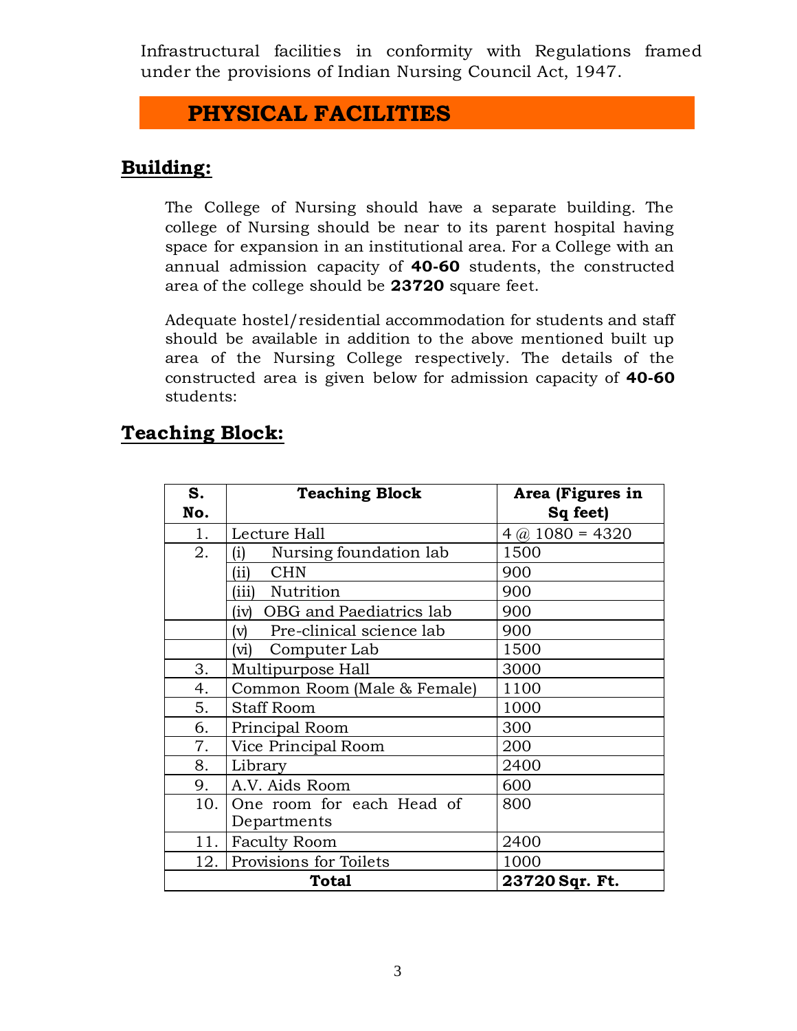Infrastructural facilities in conformity with Regulations framed under the provisions of Indian Nursing Council Act, 1947.

# PHYSICAL FACILITIES

## Building:

The College of Nursing should have a separate building. The college of Nursing should be near to its parent hospital having space for expansion in an institutional area. For a College with an annual admission capacity of **40-60** students, the constructed area of the college should be **23720** square feet.

Adequate hostel/residential accommodation for students and staff should be available in addition to the above mentioned built up area of the Nursing College respectively. The details of the constructed area is given below for admission capacity of **40-60** students:

## Teaching Block:

| S. No. | Teaching Block | Area (Figures in Sq feet) |
|---|---|---|
| 1. | Lecture Hall | 4 @ 1080 = 4320 |
| 2. | (i) Nursing foundation lab | 1500 |
| | (ii) CHN | 900 |
| | (iii) Nutrition | 900 |
| | (iv) OBG and Paediatrics lab | 900 |
| | (v) Pre-clinical science lab | 900 |
| | (vi) Computer Lab | 1500 |
| 3. | Multipurpose Hall | 3000 |
| 4. | Common Room (Male & Female) | 1100 |
| 5. | Staff Room | 1000 |
| 6. | Principal Room | 300 |
| 7. | Vice Principal Room | 200 |
| 8. | Library | 2400 |
| 9. | A.V. Aids Room | 600 |
| 10. | One room for each Head of Departments | 800 |
| 11. | Faculty Room | 2400 |
| 12. | Provisions for Toilets | 1000 |
| **Total** | | **23720 Sqr. Ft.** |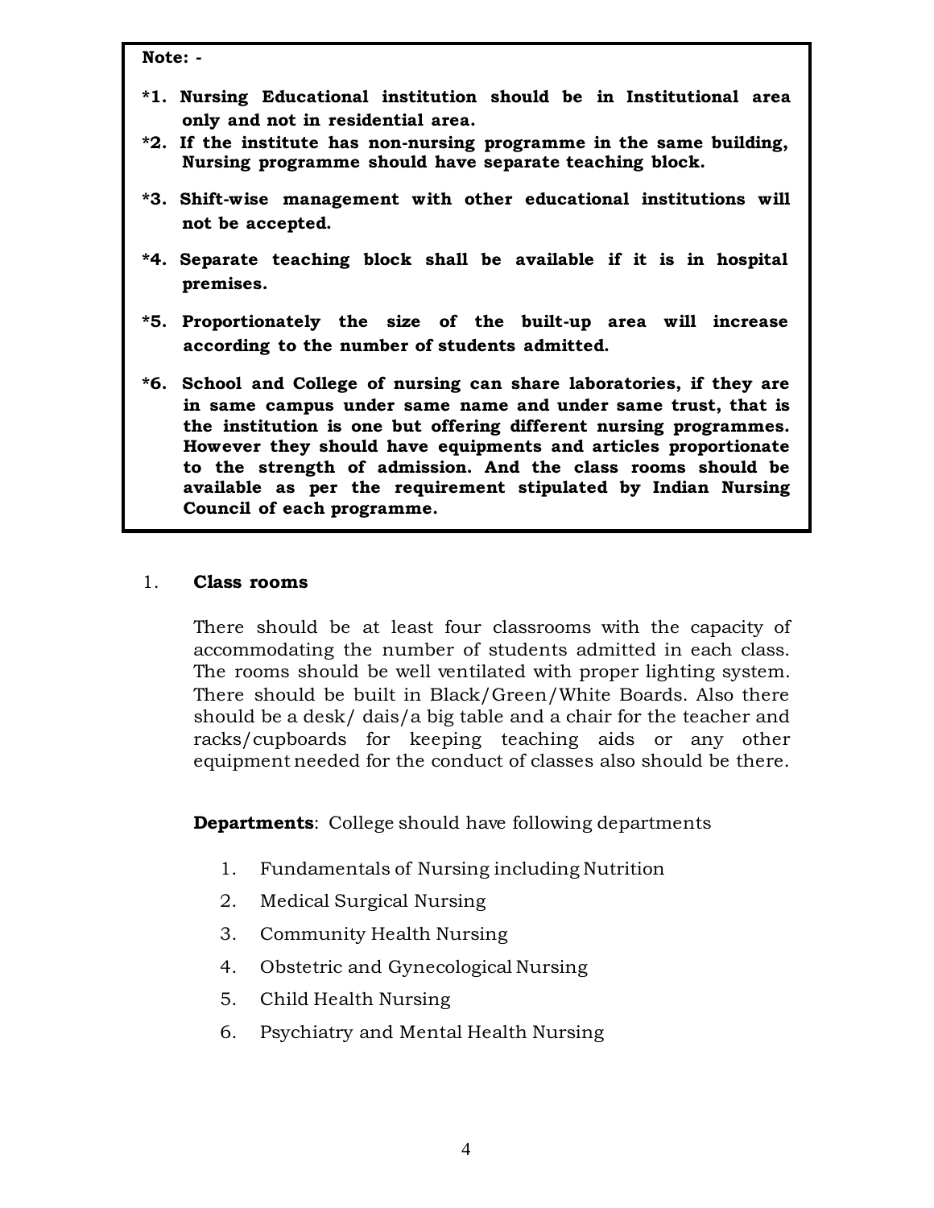**Note: -**

**\*1. Nursing Educational institution should be in Institutional area only and not in residential area.**

**\*2. If the institute has non-nursing programme in the same building, Nursing programme should have separate teaching block.**

**\*3. Shift-wise management with other educational institutions will not be accepted.**

**\*4. Separate teaching block shall be available if it is in hospital premises.**

**\*5. Proportionately the size of the built-up area will increase according to the number of students admitted.**

**\*6. School and College of nursing can share laboratories, if they are in same campus under same name and under same trust, that is the institution is one but offering different nursing programmes. However they should have equipments and articles proportionate to the strength of admission. And the class rooms should be available as per the requirement stipulated by Indian Nursing Council of each programme.**

1. **Class rooms**

There should be at least four classrooms with the capacity of accommodating the number of students admitted in each class. The rooms should be well ventilated with proper lighting system. There should be built in Black/Green/White Boards. Also there should be a desk/ dais/a big table and a chair for the teacher and racks/cupboards for keeping teaching aids or any other equipment needed for the conduct of classes also should be there.

**Departments**: College should have following departments

1. Fundamentals of Nursing including Nutrition
2. Medical Surgical Nursing
3. Community Health Nursing
4. Obstetric and Gynecological Nursing
5. Child Health Nursing
6. Psychiatry and Mental Health Nursing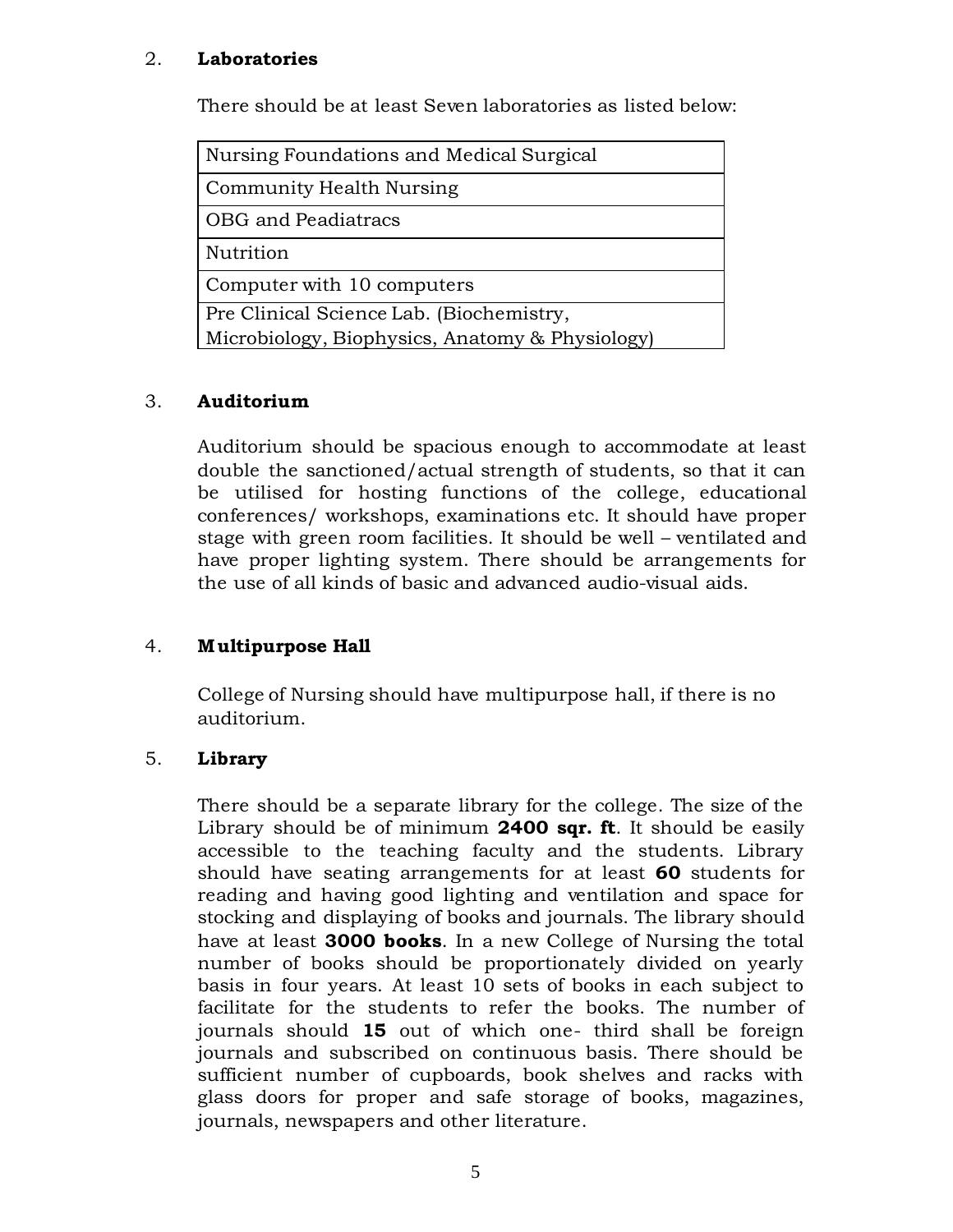2. **Laboratories**

There should be at least Seven laboratories as listed below:

| Nursing Foundations and Medical Surgical |
|---|
| Community Health Nursing |
| OBG and Peadiatracs |
| Nutrition |
| Computer with 10 computers |
| Pre Clinical Science Lab. (Biochemistry, Microbiology, Biophysics, Anatomy & Physiology) |

3. **Auditorium**

Auditorium should be spacious enough to accommodate at least double the sanctioned/actual strength of students, so that it can be utilised for hosting functions of the college, educational conferences/ workshops, examinations etc. It should have proper stage with green room facilities. It should be well – ventilated and have proper lighting system. There should be arrangements for the use of all kinds of basic and advanced audio-visual aids.

4. **Multipurpose Hall**

College of Nursing should have multipurpose hall, if there is no auditorium.

5. **Library**

There should be a separate library for the college. The size of the Library should be of minimum **2400 sqr. ft**. It should be easily accessible to the teaching faculty and the students. Library should have seating arrangements for at least **60** students for reading and having good lighting and ventilation and space for stocking and displaying of books and journals. The library should have at least **3000 books**. In a new College of Nursing the total number of books should be proportionately divided on yearly basis in four years. At least 10 sets of books in each subject to facilitate for the students to refer the books. The number of journals should **15** out of which one- third shall be foreign journals and subscribed on continuous basis. There should be sufficient number of cupboards, book shelves and racks with glass doors for proper and safe storage of books, magazines, journals, newspapers and other literature.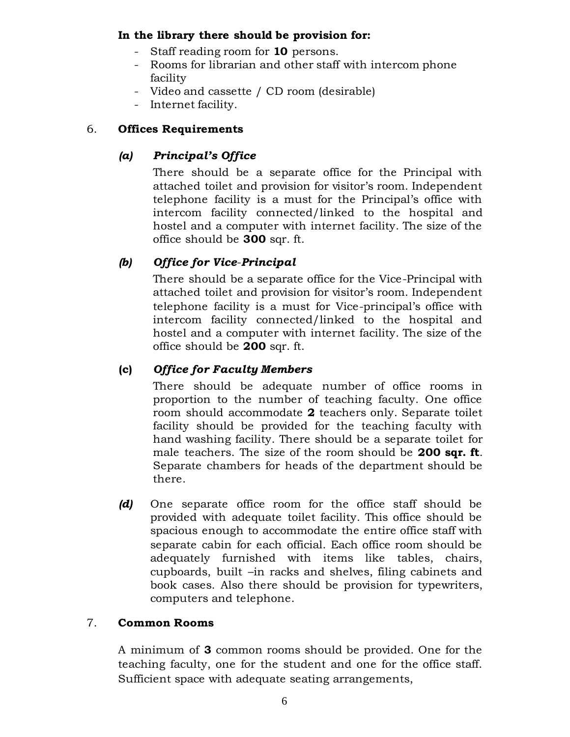**In the library there should be provision for:**

- Staff reading room for **10** persons.
- Rooms for librarian and other staff with intercom phone facility
- Video and cassette / CD room (desirable)
- Internet facility.

6. **Offices Requirements**

**(a) *Principal's Office***

There should be a separate office for the Principal with attached toilet and provision for visitor's room. Independent telephone facility is a must for the Principal's office with intercom facility connected/linked to the hospital and hostel and a computer with internet facility. The size of the office should be **300** sqr. ft.

**(b) *Office for Vice-Principal***

There should be a separate office for the Vice-Principal with attached toilet and provision for visitor's room. Independent telephone facility is a must for Vice-principal's office with intercom facility connected/linked to the hospital and hostel and a computer with internet facility. The size of the office should be **200** sqr. ft.

**(c) *Office for Faculty Members***

There should be adequate number of office rooms in proportion to the number of teaching faculty. One office room should accommodate **2** teachers only. Separate toilet facility should be provided for the teaching faculty with hand washing facility. There should be a separate toilet for male teachers. The size of the room should be **200 sqr. ft**. Separate chambers for heads of the department should be there.

***(d)*** One separate office room for the office staff should be provided with adequate toilet facility. This office should be spacious enough to accommodate the entire office staff with separate cabin for each official. Each office room should be adequately furnished with items like tables, chairs, cupboards, built –in racks and shelves, filing cabinets and book cases. Also there should be provision for typewriters, computers and telephone.

7. **Common Rooms**

A minimum of **3** common rooms should be provided. One for the teaching faculty, one for the student and one for the office staff. Sufficient space with adequate seating arrangements,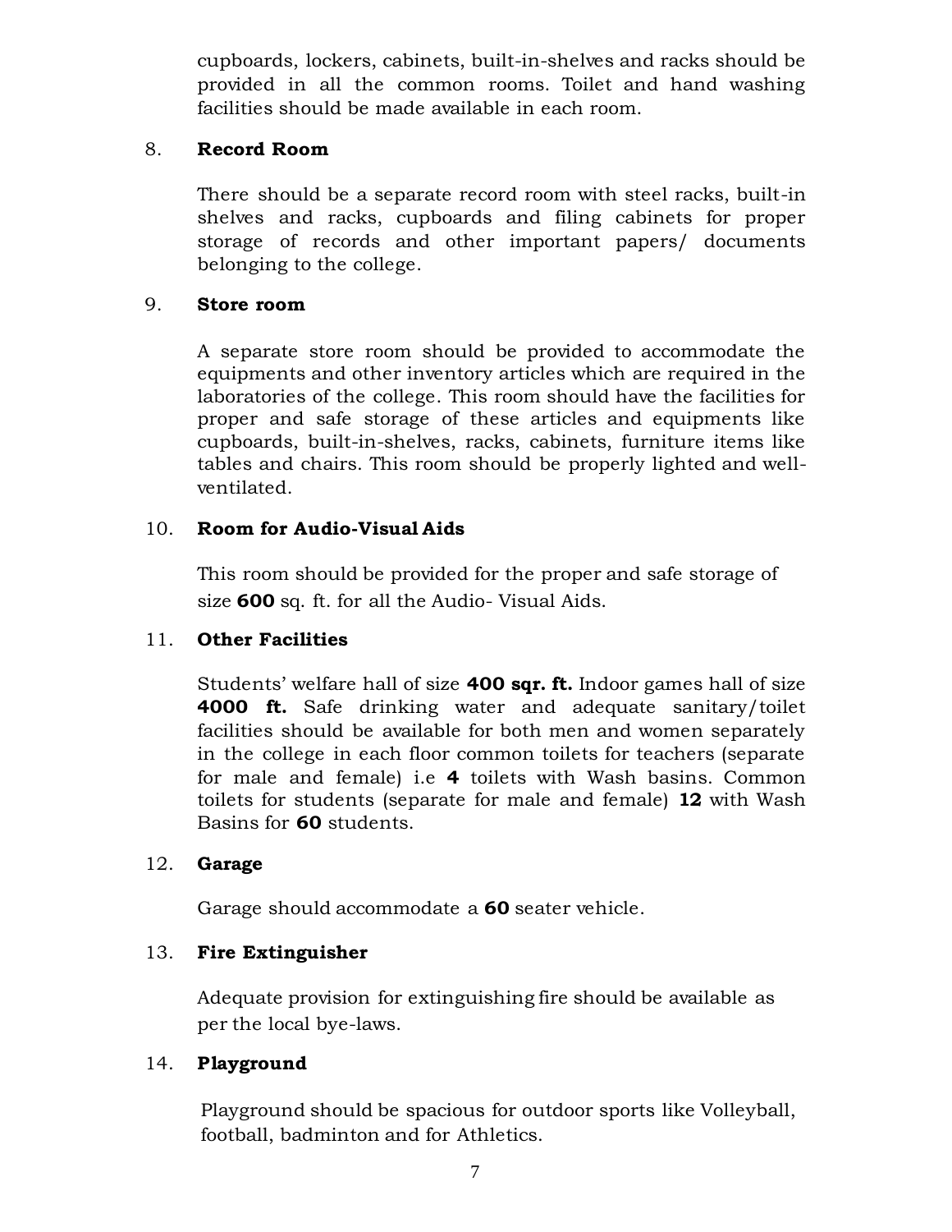cupboards, lockers, cabinets, built-in-shelves and racks should be provided in all the common rooms. Toilet and hand washing facilities should be made available in each room.

8. **Record Room**

   There should be a separate record room with steel racks, built-in shelves and racks, cupboards and filing cabinets for proper storage of records and other important papers/ documents belonging to the college.

9. **Store room**

   A separate store room should be provided to accommodate the equipments and other inventory articles which are required in the laboratories of the college. This room should have the facilities for proper and safe storage of these articles and equipments like cupboards, built-in-shelves, racks, cabinets, furniture items like tables and chairs. This room should be properly lighted and well-ventilated.

10. **Room for Audio-Visual Aids**

    This room should be provided for the proper and safe storage of size **600** sq. ft. for all the Audio- Visual Aids.

11. **Other Facilities**

    Students' welfare hall of size **400 sqr. ft.** Indoor games hall of size **4000 ft.** Safe drinking water and adequate sanitary/toilet facilities should be available for both men and women separately in the college in each floor common toilets for teachers (separate for male and female) i.e **4** toilets with Wash basins. Common toilets for students (separate for male and female) **12** with Wash Basins for **60** students.

12. **Garage**

    Garage should accommodate a **60** seater vehicle.

13. **Fire Extinguisher**

    Adequate provision for extinguishing fire should be available as per the local bye-laws.

14. **Playground**

    Playground should be spacious for outdoor sports like Volleyball, football, badminton and for Athletics.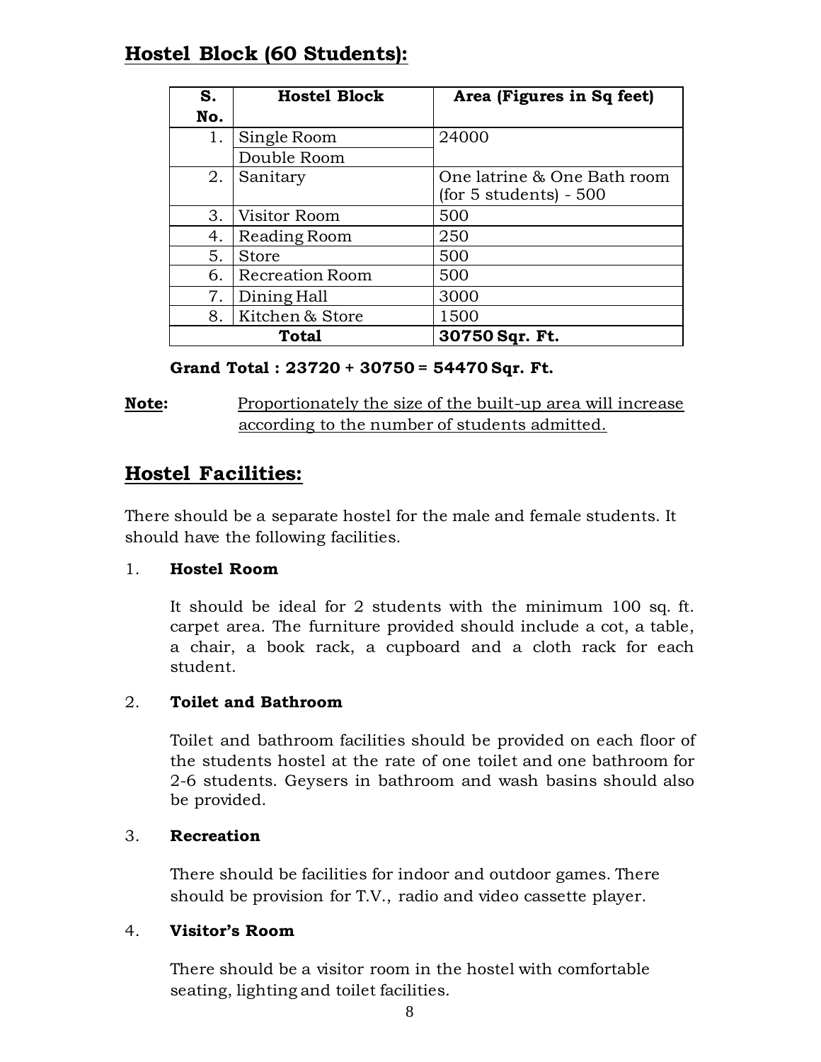## Hostel Block (60 Students):

| S. No. | Hostel Block | Area (Figures in Sq feet) |
|---|---|---|
| 1. | Single Room | 24000 |
| | Double Room | |
| 2. | Sanitary | One latrine & One Bath room (for 5 students) - 500 |
| 3. | Visitor Room | 500 |
| 4. | Reading Room | 250 |
| 5. | Store | 500 |
| 6. | Recreation Room | 500 |
| 7. | Dining Hall | 3000 |
| 8. | Kitchen & Store | 1500 |
| | **Total** | **30750 Sqr. Ft.** |

**Grand Total : 23720 + 30750 = 54470 Sqr. Ft.**

**Note:** Proportionately the size of the built-up area will increase according to the number of students admitted.

## Hostel Facilities:

There should be a separate hostel for the male and female students. It should have the following facilities.

1. **Hostel Room**

   It should be ideal for 2 students with the minimum 100 sq. ft. carpet area. The furniture provided should include a cot, a table, a chair, a book rack, a cupboard and a cloth rack for each student.

2. **Toilet and Bathroom**

   Toilet and bathroom facilities should be provided on each floor of the students hostel at the rate of one toilet and one bathroom for 2-6 students. Geysers in bathroom and wash basins should also be provided.

3. **Recreation**

   There should be facilities for indoor and outdoor games. There should be provision for T.V., radio and video cassette player.

4. **Visitor's Room**

   There should be a visitor room in the hostel with comfortable seating, lighting and toilet facilities.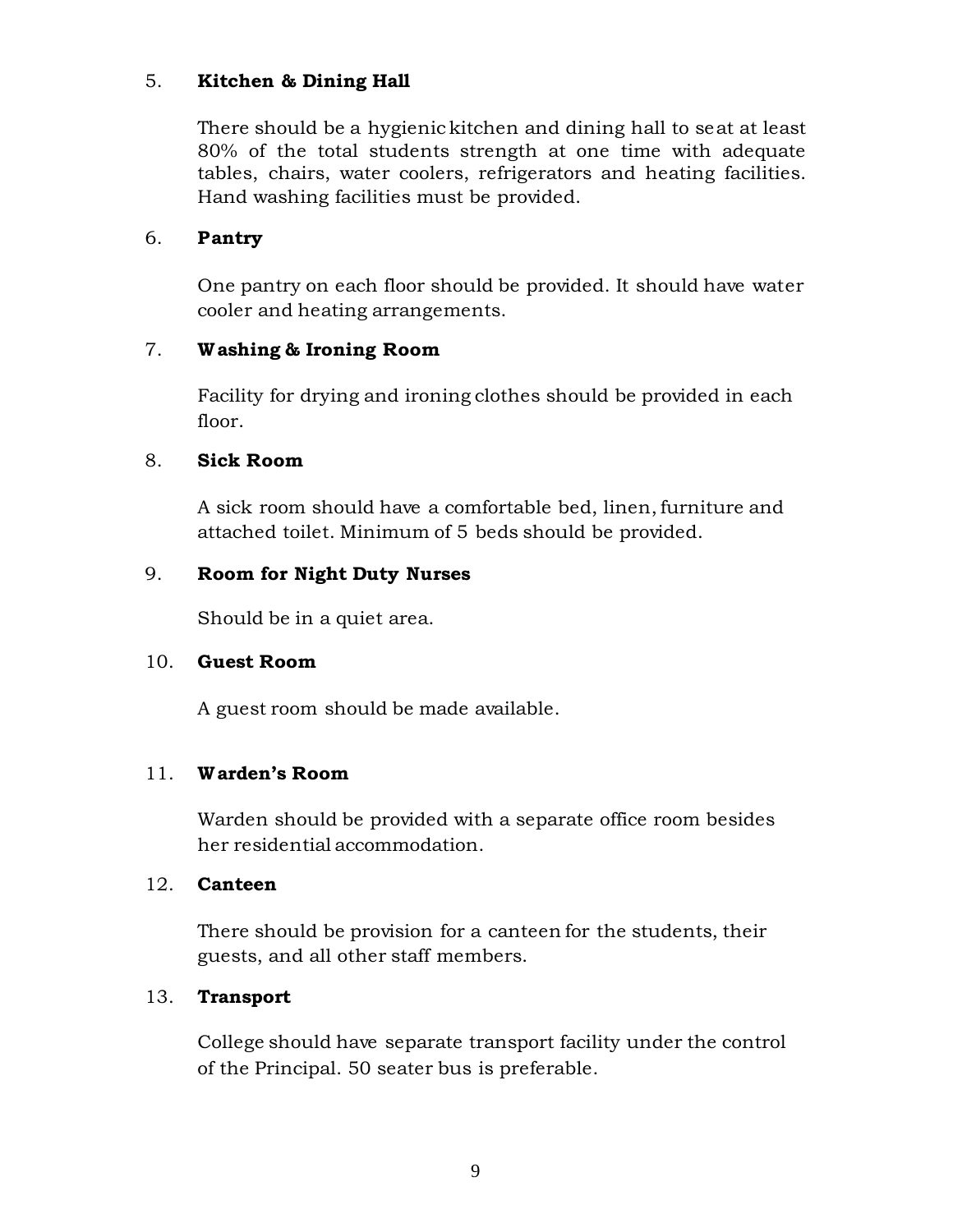5. **Kitchen & Dining Hall**

   There should be a hygienic kitchen and dining hall to seat at least 80% of the total students strength at one time with adequate tables, chairs, water coolers, refrigerators and heating facilities. Hand washing facilities must be provided.

6. **Pantry**

   One pantry on each floor should be provided. It should have water cooler and heating arrangements.

7. **Washing & Ironing Room**

   Facility for drying and ironing clothes should be provided in each floor.

8. **Sick Room**

   A sick room should have a comfortable bed, linen, furniture and attached toilet. Minimum of 5 beds should be provided.

9. **Room for Night Duty Nurses**

   Should be in a quiet area.

10. **Guest Room**

    A guest room should be made available.

11. **Warden's Room**

    Warden should be provided with a separate office room besides her residential accommodation.

12. **Canteen**

    There should be provision for a canteen for the students, their guests, and all other staff members.

13. **Transport**

    College should have separate transport facility under the control of the Principal. 50 seater bus is preferable.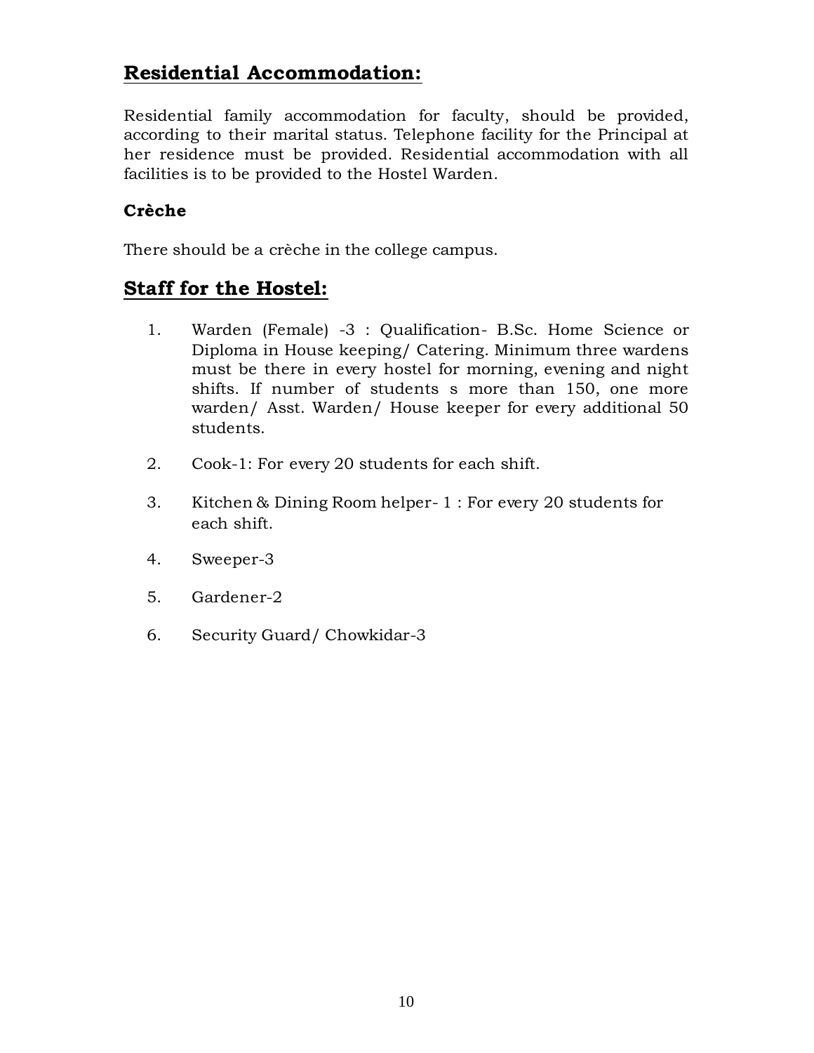## Residential Accommodation:

Residential family accommodation for faculty, should be provided, according to their marital status. Telephone facility for the Principal at her residence must be provided. Residential accommodation with all facilities is to be provided to the Hostel Warden.

### Crèche

There should be a crèche in the college campus.

## Staff for the Hostel:

1. Warden (Female) -3 : Qualification- B.Sc. Home Science or Diploma in House keeping/ Catering. Minimum three wardens must be there in every hostel for morning, evening and night shifts. If number of students s more than 150, one more warden/ Asst. Warden/ House keeper for every additional 50 students.
2. Cook-1: For every 20 students for each shift.
3. Kitchen & Dining Room helper- 1 : For every 20 students for each shift.
4. Sweeper-3
5. Gardener-2
6. Security Guard/ Chowkidar-3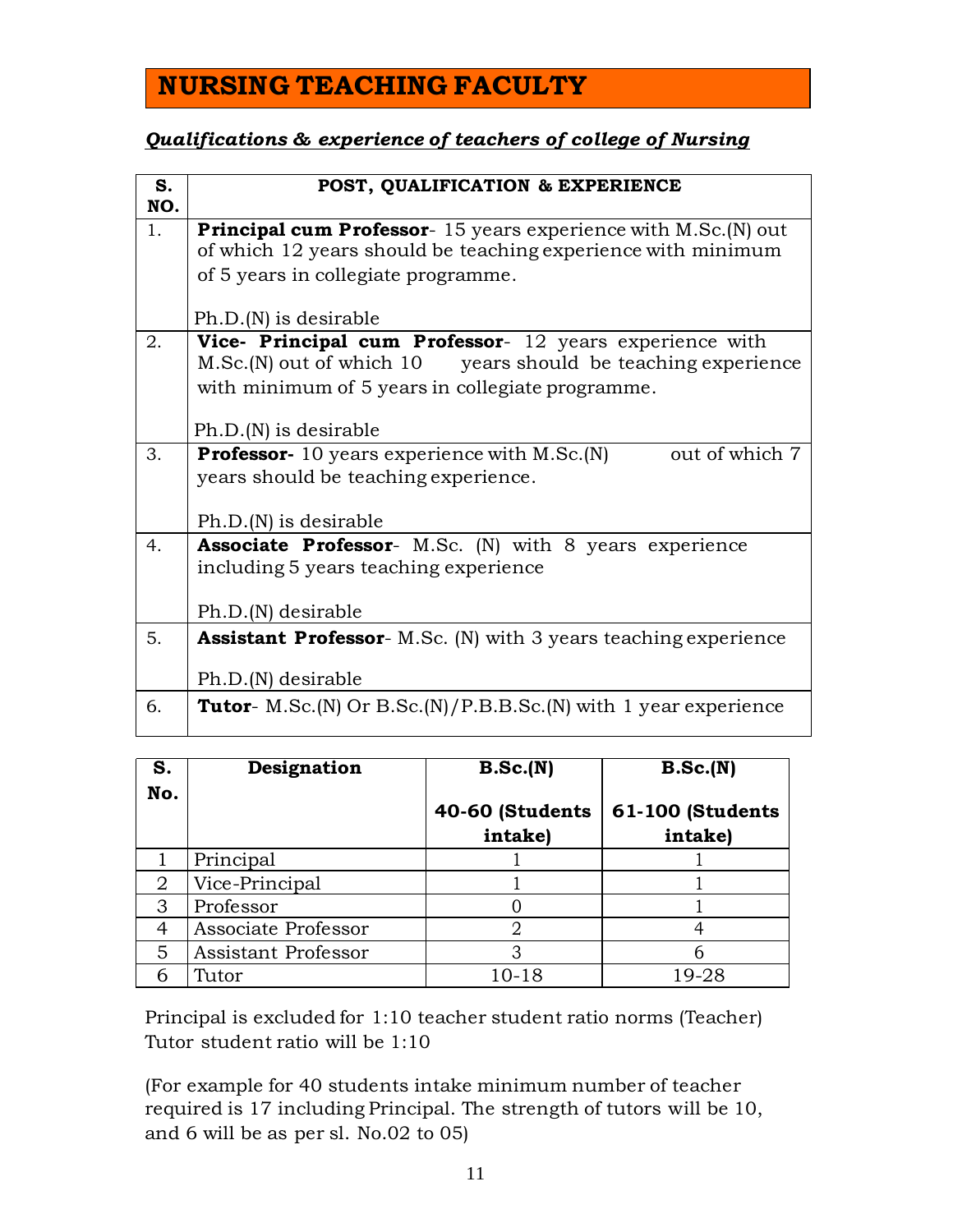# NURSING TEACHING FACULTY

***Qualifications & experience of teachers of college of Nursing***

| S. NO. | POST, QUALIFICATION & EXPERIENCE |
|---|---|
| 1. | **Principal cum Professor**- 15 years experience with M.Sc.(N) out of which 12 years should be teaching experience with minimum of 5 years in collegiate programme.<br><br>Ph.D.(N) is desirable |
| 2. | **Vice- Principal cum Professor**- 12 years experience with M.Sc.(N) out of which 10 years should be teaching experience with minimum of 5 years in collegiate programme.<br><br>Ph.D.(N) is desirable |
| 3. | **Professor-** 10 years experience with M.Sc.(N) out of which 7 years should be teaching experience.<br><br>Ph.D.(N) is desirable |
| 4. | **Associate Professor**- M.Sc. (N) with 8 years experience including 5 years teaching experience<br><br>Ph.D.(N) desirable |
| 5. | **Assistant Professor**- M.Sc. (N) with 3 years teaching experience<br><br>Ph.D.(N) desirable |
| 6. | **Tutor**- M.Sc.(N) Or B.Sc.(N)/P.B.B.Sc.(N) with 1 year experience |

| S. No. | Designation | B.Sc.(N) 40-60 (Students intake) | B.Sc.(N) 61-100 (Students intake) |
|---|---|---|---|
| 1 | Principal | 1 | 1 |
| 2 | Vice-Principal | 1 | 1 |
| 3 | Professor | 0 | 1 |
| 4 | Associate Professor | 2 | 4 |
| 5 | Assistant Professor | 3 | 6 |
| 6 | Tutor | 10-18 | 19-28 |

Principal is excluded for 1:10 teacher student ratio norms (Teacher)
Tutor student ratio will be 1:10

(For example for 40 students intake minimum number of teacher required is 17 including Principal. The strength of tutors will be 10, and 6 will be as per sl. No.02 to 05)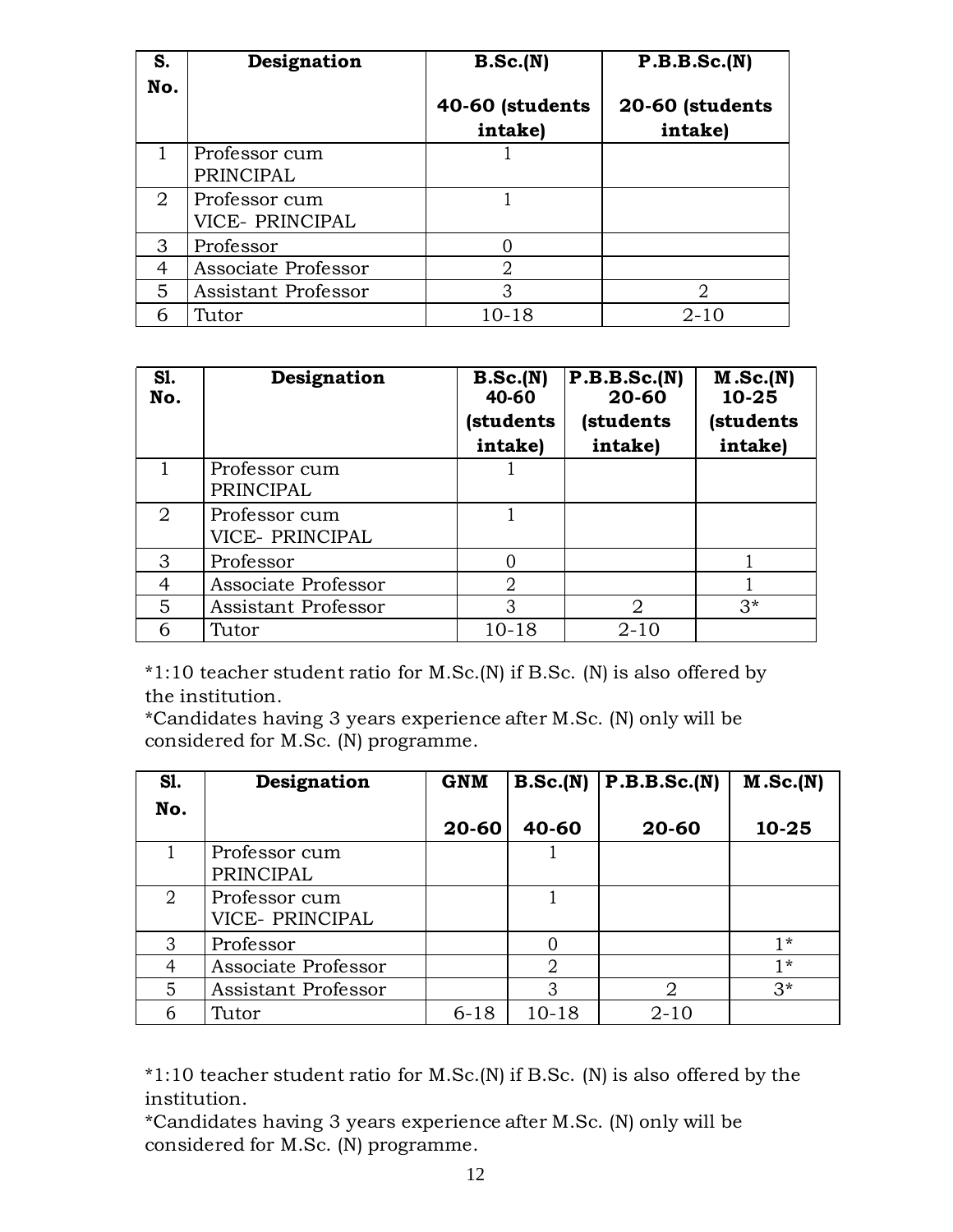| S. No. | Designation | B.Sc.(N) 40-60 (students intake) | P.B.B.Sc.(N) 20-60 (students intake) |
|---|---|---|---|
| 1 | Professor cum PRINCIPAL | 1 | |
| 2 | Professor cum VICE- PRINCIPAL | 1 | |
| 3 | Professor | 0 | |
| 4 | Associate Professor | 2 | |
| 5 | Assistant Professor | 3 | 2 |
| 6 | Tutor | 10-18 | 2-10 |

| Sl. No. | Designation | B.Sc.(N) 40-60 (students intake) | P.B.B.Sc.(N) 20-60 (students intake) | M.Sc.(N) 10-25 (students intake) |
|---|---|---|---|---|
| 1 | Professor cum PRINCIPAL | 1 | | |
| 2 | Professor cum VICE- PRINCIPAL | 1 | | |
| 3 | Professor | 0 | | 1 |
| 4 | Associate Professor | 2 | | 1 |
| 5 | Assistant Professor | 3 | 2 | 3* |
| 6 | Tutor | 10-18 | 2-10 | |

*1:10 teacher student ratio for M.Sc.(N) if B.Sc. (N) is also offered by the institution.

*Candidates having 3 years experience after M.Sc. (N) only will be considered for M.Sc. (N) programme.

| Sl. No. | Designation | GNM 20-60 | B.Sc.(N) 40-60 | P.B.B.Sc.(N) 20-60 | M.Sc.(N) 10-25 |
|---|---|---|---|---|---|
| 1 | Professor cum PRINCIPAL | | 1 | | |
| 2 | Professor cum VICE- PRINCIPAL | | 1 | | |
| 3 | Professor | | 0 | | 1* |
| 4 | Associate Professor | | 2 | | 1* |
| 5 | Assistant Professor | | 3 | 2 | 3* |
| 6 | Tutor | 6-18 | 10-18 | 2-10 | |

*1:10 teacher student ratio for M.Sc.(N) if B.Sc. (N) is also offered by the institution.

*Candidates having 3 years experience after M.Sc. (N) only will be considered for M.Sc. (N) programme.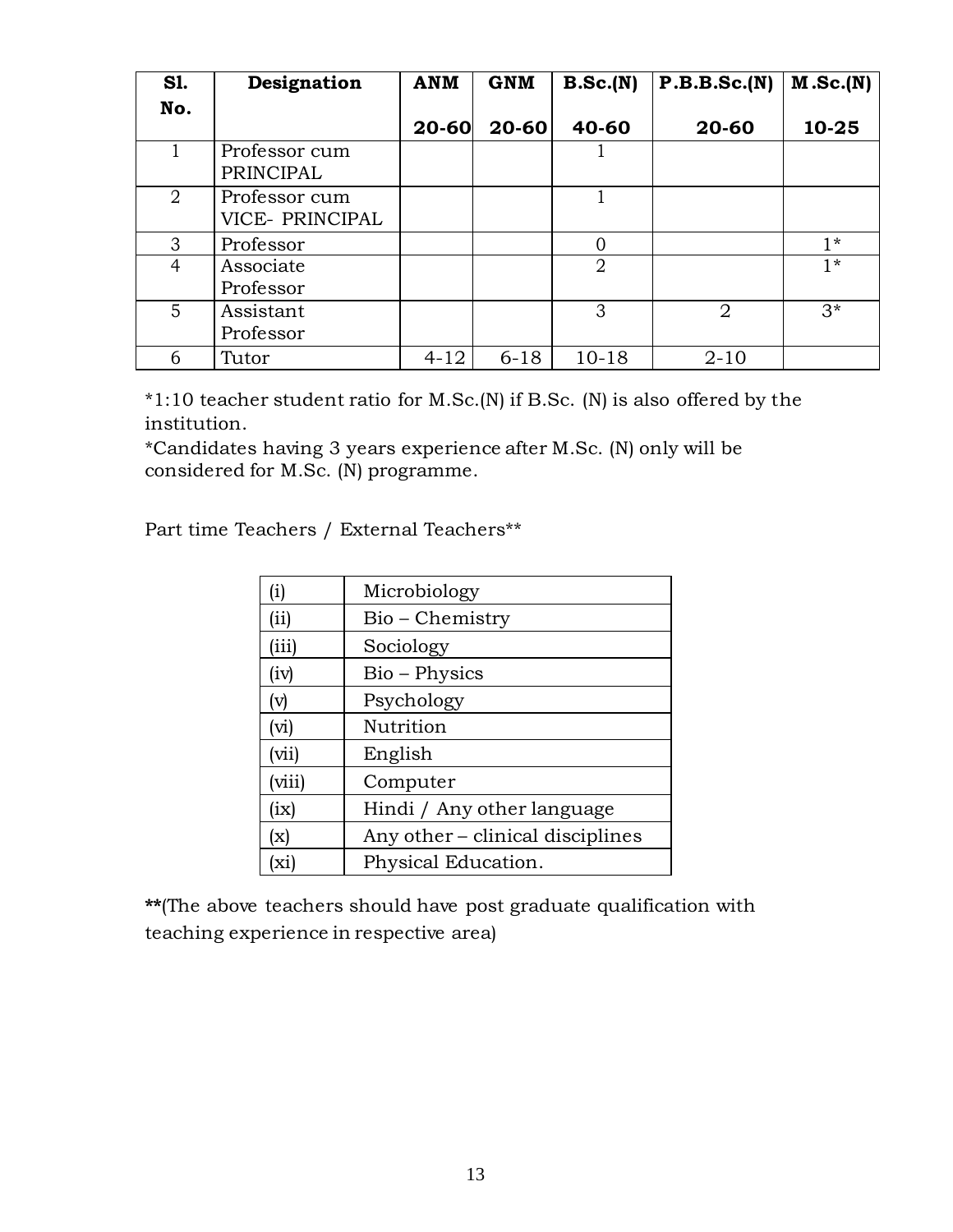| Sl. No. | Designation | ANM 20-60 | GNM 20-60 | B.Sc.(N) 40-60 | P.B.B.Sc.(N) 20-60 | M.Sc.(N) 10-25 |
|---|---|---|---|---|---|---|
| 1 | Professor cum PRINCIPAL | | | 1 | | |
| 2 | Professor cum VICE- PRINCIPAL | | | 1 | | |
| 3 | Professor | | | 0 | | 1* |
| 4 | Associate Professor | | | 2 | | 1* |
| 5 | Assistant Professor | | | 3 | 2 | 3* |
| 6 | Tutor | 4-12 | 6-18 | 10-18 | 2-10 | |

*1:10 teacher student ratio for M.Sc.(N) if B.Sc. (N) is also offered by the institution.

*Candidates having 3 years experience after M.Sc. (N) only will be considered for M.Sc. (N) programme.

Part time Teachers / External Teachers**

| | |
|---|---|
| (i) | Microbiology |
| (ii) | Bio – Chemistry |
| (iii) | Sociology |
| (iv) | Bio – Physics |
| (v) | Psychology |
| (vi) | Nutrition |
| (vii) | English |
| (viii) | Computer |
| (ix) | Hindi / Any other language |
| (x) | Any other – clinical disciplines |
| (xi) | Physical Education. |

**(The above teachers should have post graduate qualification with teaching experience in respective area)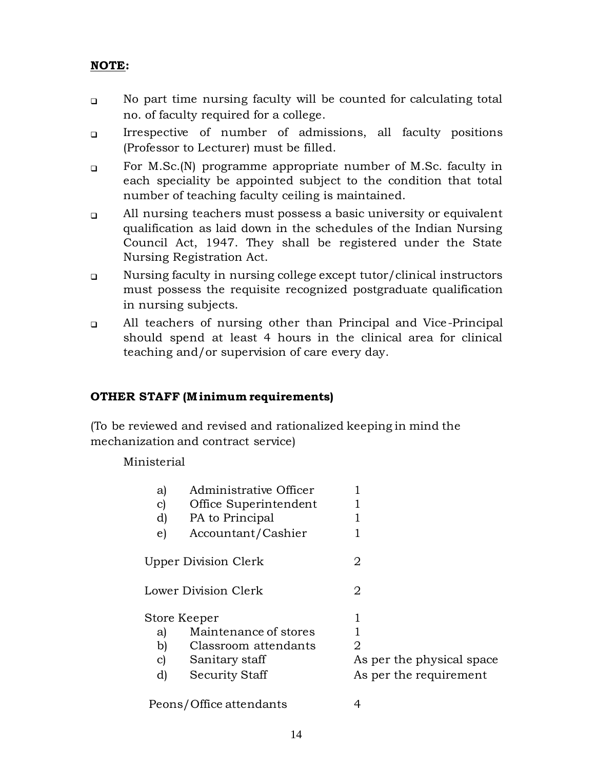**NOTE:**

- No part time nursing faculty will be counted for calculating total no. of faculty required for a college.
- Irrespective of number of admissions, all faculty positions (Professor to Lecturer) must be filled.
- For M.Sc.(N) programme appropriate number of M.Sc. faculty in each speciality be appointed subject to the condition that total number of teaching faculty ceiling is maintained.
- All nursing teachers must possess a basic university or equivalent qualification as laid down in the schedules of the Indian Nursing Council Act, 1947. They shall be registered under the State Nursing Registration Act.
- Nursing faculty in nursing college except tutor/clinical instructors must possess the requisite recognized postgraduate qualification in nursing subjects.
- All teachers of nursing other than Principal and Vice-Principal should spend at least 4 hours in the clinical area for clinical teaching and/or supervision of care every day.

**OTHER STAFF (Minimum requirements)**

(To be reviewed and revised and rationalized keeping in mind the mechanization and contract service)

Ministerial

| | | |
|---|---|---|
| a) | Administrative Officer | 1 |
| c) | Office Superintendent | 1 |
| d) | PA to Principal | 1 |
| e) | Accountant/Cashier | 1 |
| Upper Division Clerk | | 2 |
| Lower Division Clerk | | 2 |
| Store Keeper | | 1 |
| a) | Maintenance of stores | 1 |
| b) | Classroom attendants | 2 |
| c) | Sanitary staff | As per the physical space |
| d) | Security Staff | As per the requirement |
| Peons/Office attendants | | 4 |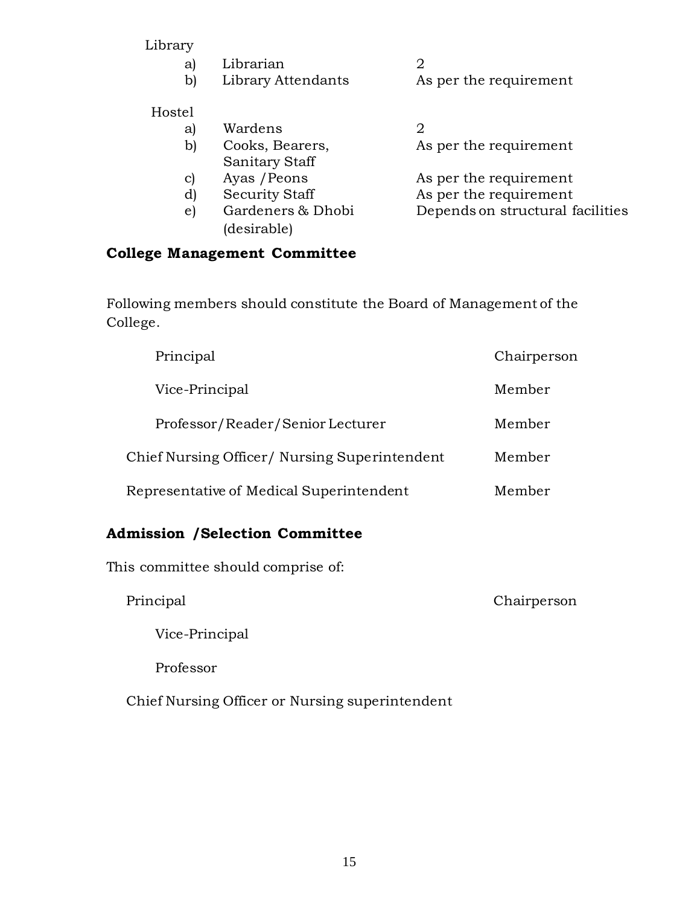Library

| | | |
|---|---|---|
| a) | Librarian | 2 |
| b) | Library Attendants | As per the requirement |

Hostel

| | | |
|---|---|---|
| a) | Wardens | 2 |
| b) | Cooks, Bearers, Sanitary Staff | As per the requirement |
| c) | Ayas /Peons | As per the requirement |
| d) | Security Staff | As per the requirement |
| e) | Gardeners & Dhobi (desirable) | Depends on structural facilities |

**College Management Committee**

Following members should constitute the Board of Management of the College.

| | |
|---|---|
| Principal | Chairperson |
| Vice-Principal | Member |
| Professor/Reader/Senior Lecturer | Member |
| Chief Nursing Officer/ Nursing Superintendent | Member |
| Representative of Medical Superintendent | Member |

**Admission /Selection Committee**

This committee should comprise of:

| | |
|---|---|
| Principal | Chairperson |
| Vice-Principal | |
| Professor | |
| Chief Nursing Officer or Nursing superintendent | |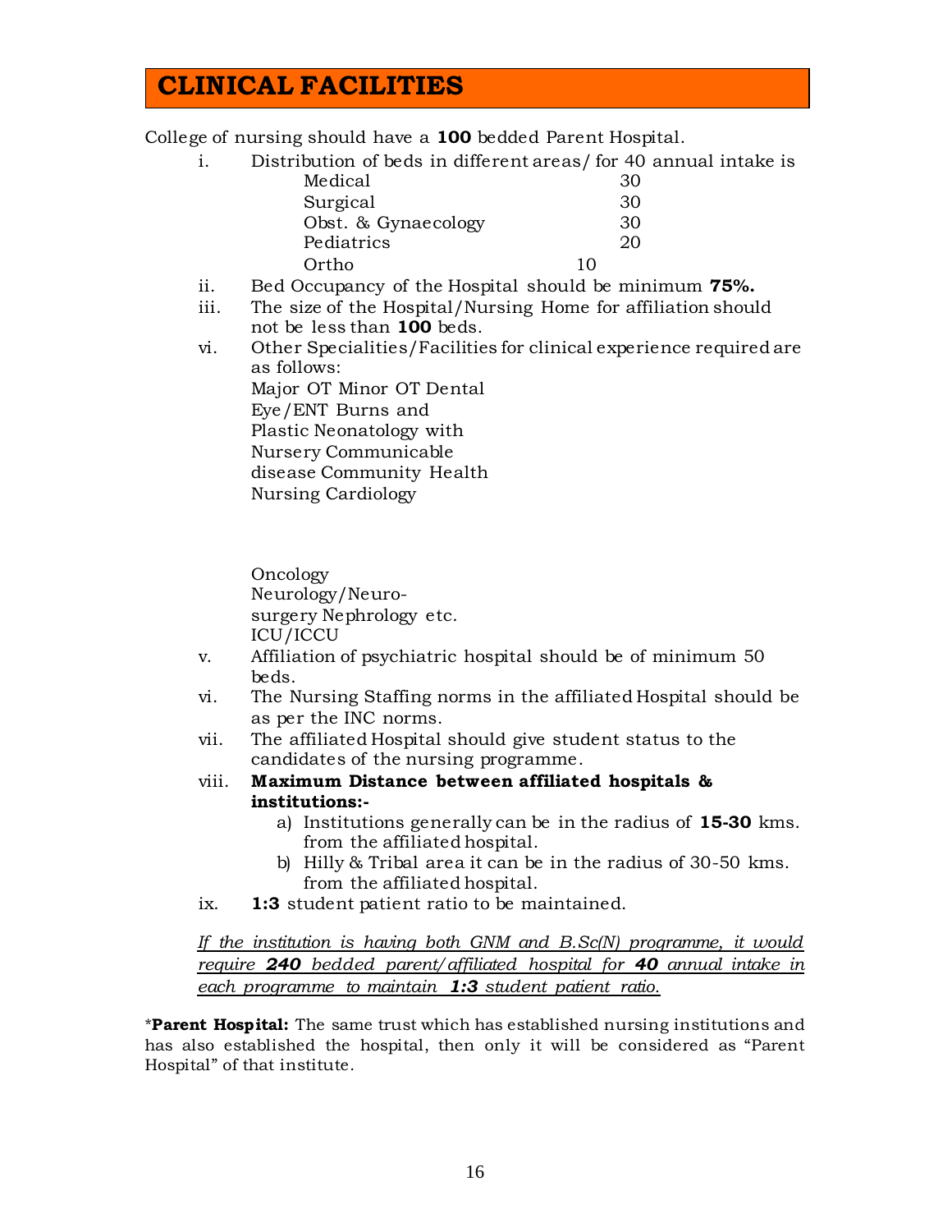# CLINICAL FACILITIES

College of nursing should have a **100** bedded Parent Hospital.

i. Distribution of beds in different areas/ for 40 annual intake is

| | |
|---|---|
| Medical | 30 |
| Surgical | 30 |
| Obst. & Gynaecology | 30 |
| Pediatrics | 20 |
| Ortho | 10 |

ii. Bed Occupancy of the Hospital should be minimum **75%.**

iii. The size of the Hospital/Nursing Home for affiliation should not be less than **100** beds.

vi. Other Specialities/Facilities for clinical experience required are as follows:
Major OT Minor OT Dental
Eye/ENT Burns and
Plastic Neonatology with
Nursery Communicable
disease Community Health
Nursing Cardiology

Oncology
Neurology/Neuro-
surgery Nephrology etc.
ICU/ICCU

v. Affiliation of psychiatric hospital should be of minimum 50 beds.

vi. The Nursing Staffing norms in the affiliated Hospital should be as per the INC norms.

vii. The affiliated Hospital should give student status to the candidates of the nursing programme.

viii. **Maximum Distance between affiliated hospitals & institutions:-**
   a) Institutions generally can be in the radius of **15-30** kms. from the affiliated hospital.
   b) Hilly & Tribal area it can be in the radius of 30-50 kms. from the affiliated hospital.

ix. **1:3** student patient ratio to be maintained.

*If the institution is having both GNM and B.Sc(N) programme, it would require **240** bedded parent/affiliated hospital for **40** annual intake in each programme to maintain **1:3** student patient ratio.*

*__Parent Hospital:__ The same trust which has established nursing institutions and has also established the hospital, then only it will be considered as "Parent Hospital" of that institute.